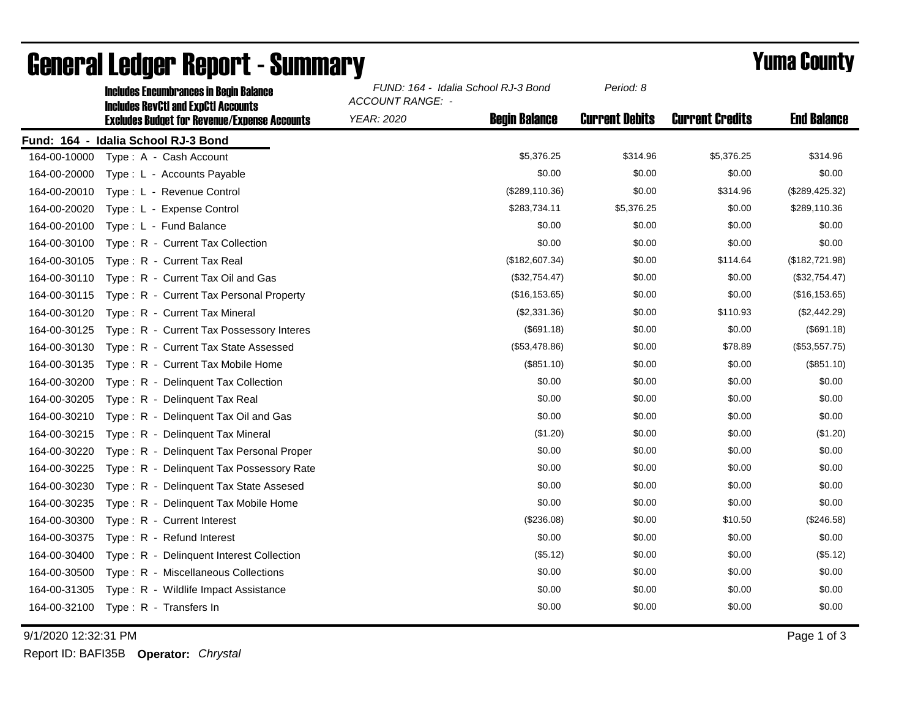# General Ledger Report - Summary

## Yuma County

**Includes Encumbrances in Begin Balance**
**Includes RevCtl and ExpCtl Accounts**
**Excludes Budget for Revenue/Expense Accounts**

*FUND: 164 - Idalia School RJ-3 Bond*
*ACCOUNT RANGE: -*
*YEAR: 2020*
*Period: 8*

**Fund: 164 - Idalia School RJ-3 Bond**

| Account | Description | Begin Balance | Current Debits | Current Credits | End Balance |
|---|---|---|---|---|---|
| 164-00-10000 | Type : A - Cash Account | $5,376.25 | $314.96 | $5,376.25 | $314.96 |
| 164-00-20000 | Type : L - Accounts Payable | $0.00 | $0.00 | $0.00 | $0.00 |
| 164-00-20010 | Type : L - Revenue Control | ($289,110.36) | $0.00 | $314.96 | ($289,425.32) |
| 164-00-20020 | Type : L - Expense Control | $283,734.11 | $5,376.25 | $0.00 | $289,110.36 |
| 164-00-20100 | Type : L - Fund Balance | $0.00 | $0.00 | $0.00 | $0.00 |
| 164-00-30100 | Type : R - Current Tax Collection | $0.00 | $0.00 | $0.00 | $0.00 |
| 164-00-30105 | Type : R - Current Tax Real | ($182,607.34) | $0.00 | $114.64 | ($182,721.98) |
| 164-00-30110 | Type : R - Current Tax Oil and Gas | ($32,754.47) | $0.00 | $0.00 | ($32,754.47) |
| 164-00-30115 | Type : R - Current Tax Personal Property | ($16,153.65) | $0.00 | $0.00 | ($16,153.65) |
| 164-00-30120 | Type : R - Current Tax Mineral | ($2,331.36) | $0.00 | $110.93 | ($2,442.29) |
| 164-00-30125 | Type : R - Current Tax Possessory Interes | ($691.18) | $0.00 | $0.00 | ($691.18) |
| 164-00-30130 | Type : R - Current Tax State Assessed | ($53,478.86) | $0.00 | $78.89 | ($53,557.75) |
| 164-00-30135 | Type : R - Current Tax Mobile Home | ($851.10) | $0.00 | $0.00 | ($851.10) |
| 164-00-30200 | Type : R - Delinquent Tax Collection | $0.00 | $0.00 | $0.00 | $0.00 |
| 164-00-30205 | Type : R - Delinquent Tax Real | $0.00 | $0.00 | $0.00 | $0.00 |
| 164-00-30210 | Type : R - Delinquent Tax Oil and Gas | $0.00 | $0.00 | $0.00 | $0.00 |
| 164-00-30215 | Type : R - Delinquent Tax Mineral | ($1.20) | $0.00 | $0.00 | ($1.20) |
| 164-00-30220 | Type : R - Delinquent Tax Personal Proper | $0.00 | $0.00 | $0.00 | $0.00 |
| 164-00-30225 | Type : R - Delinquent Tax Possessory Rate | $0.00 | $0.00 | $0.00 | $0.00 |
| 164-00-30230 | Type : R - Delinquent Tax State Assesed | $0.00 | $0.00 | $0.00 | $0.00 |
| 164-00-30235 | Type : R - Delinquent Tax Mobile Home | $0.00 | $0.00 | $0.00 | $0.00 |
| 164-00-30300 | Type : R - Current Interest | ($236.08) | $0.00 | $10.50 | ($246.58) |
| 164-00-30375 | Type : R - Refund Interest | $0.00 | $0.00 | $0.00 | $0.00 |
| 164-00-30400 | Type : R - Delinquent Interest Collection | ($5.12) | $0.00 | $0.00 | ($5.12) |
| 164-00-30500 | Type : R - Miscellaneous Collections | $0.00 | $0.00 | $0.00 | $0.00 |
| 164-00-31305 | Type : R - Wildlife Impact Assistance | $0.00 | $0.00 | $0.00 | $0.00 |
| 164-00-32100 | Type : R - Transfers In | $0.00 | $0.00 | $0.00 | $0.00 |

9/1/2020 12:32:31 PM

Report ID: BAFI35B **Operator:** *Chrystal*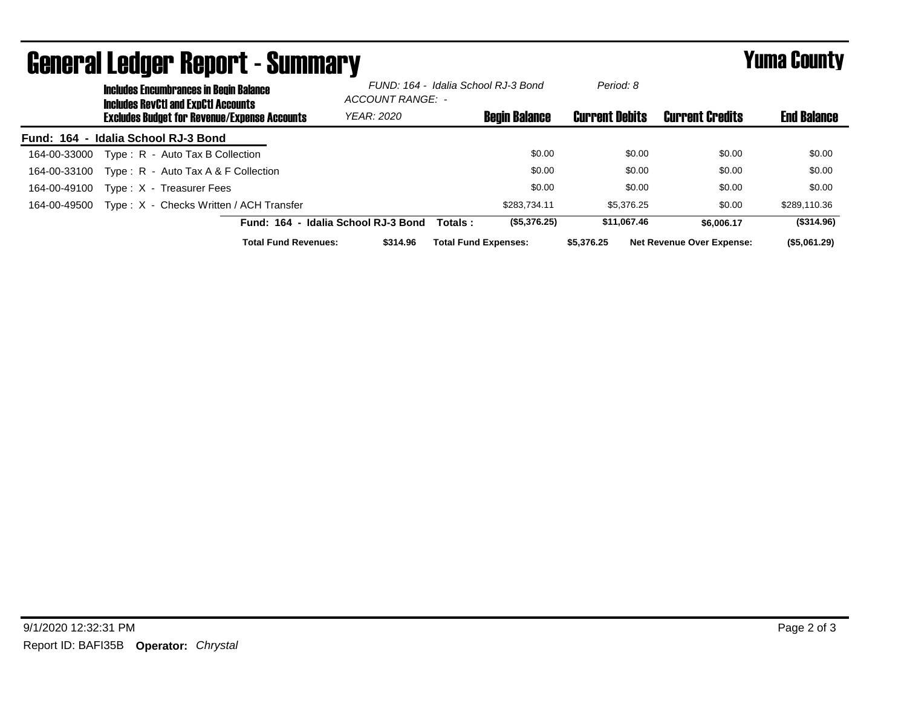# General Ledger Report - Summary

**Yuma County**

**Includes Encumbrances in Begin Balance**
**Includes RevCtl and ExpCtl Accounts**
**Excludes Budget for Revenue/Expense Accounts**

*FUND: 164 - Idalia School RJ-3 Bond*
*ACCOUNT RANGE: -*
*YEAR: 2020*
*Period: 8*

| Account | Description | Begin Balance | Current Debits | Current Credits | End Balance |
|---|---|---|---|---|---|
| **Fund: 164 - Idalia School RJ-3 Bond** | | | | | |
| 164-00-33000 | Type : R - Auto Tax B Collection | $0.00 | $0.00 | $0.00 | $0.00 |
| 164-00-33100 | Type : R - Auto Tax A & F Collection | $0.00 | $0.00 | $0.00 | $0.00 |
| 164-00-49100 | Type : X - Treasurer Fees | $0.00 | $0.00 | $0.00 | $0.00 |
| 164-00-49500 | Type : X - Checks Written / ACH Transfer | $283,734.11 | $5,376.25 | $0.00 | $289,110.36 |
| | **Fund: 164 - Idalia School RJ-3 Bond Totals :** | **($5,376.25)** | **$11,067.46** | **$6,006.17** | **($314.96)** |

**Total Fund Revenues:** $314.96 **Total Fund Expenses:** $5,376.25 **Net Revenue Over Expense:** ($5,061.29)

9/1/2020 12:32:31 PM

Report ID: BAFI35B **Operator:** *Chrystal*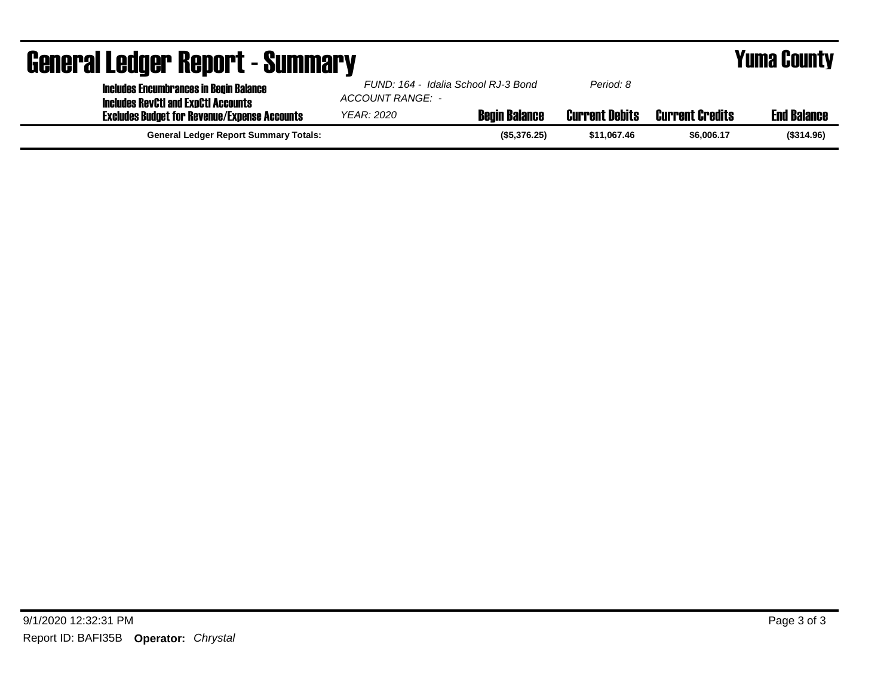# General Ledger Report - Summary

**Yuma County**

**Includes Encumbrances in Begin Balance**
**Includes RevCtl and ExpCtl Accounts**
**Excludes Budget for Revenue/Expense Accounts**

*FUND: 164 - Idalia School RJ-3 Bond*
*ACCOUNT RANGE: -*
*YEAR: 2020*

*Period: 8*

| | Begin Balance | Current Debits | Current Credits | End Balance |
|---|---|---|---|---|
| **General Ledger Report Summary Totals:** | **($5,376.25)** | **$11,067.46** | **$6,006.17** | **($314.96)** |

9/1/2020 12:32:31 PM

Report ID: BAFI35B **Operator:** *Chrystal*